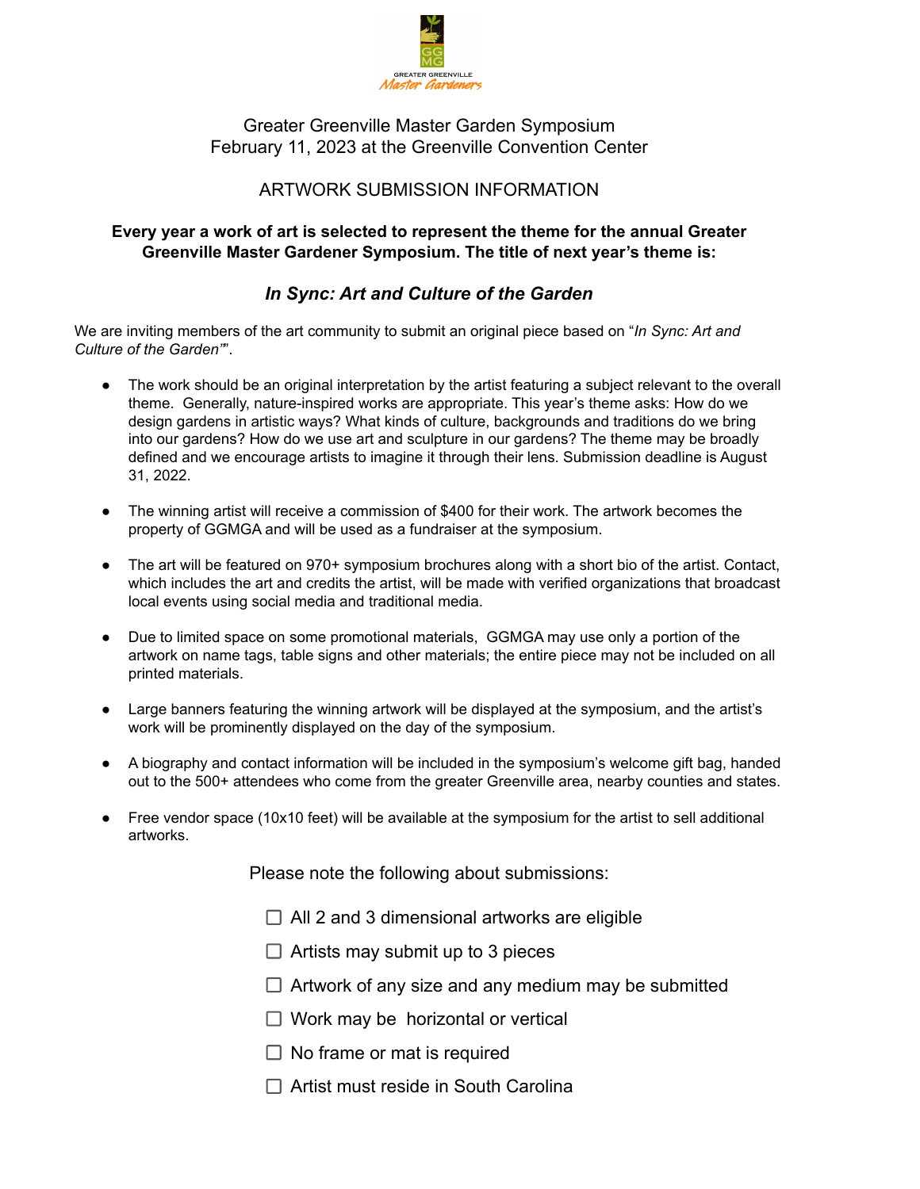GREATER GREENVILLE
Master Gardeners

Greater Greenville Master Garden Symposium
February 11, 2023 at the Greenville Convention Center

ARTWORK SUBMISSION INFORMATION

**Every year a work of art is selected to represent the theme for the annual Greater Greenville Master Gardener Symposium. The title of next year's theme is:**

## ***In Sync: Art and Culture of the Garden***

We are inviting members of the art community to submit an original piece based on "*In Sync: Art and Culture of the Garden"*".

- The work should be an original interpretation by the artist featuring a subject relevant to the overall theme. Generally, nature-inspired works are appropriate. This year's theme asks: How do we design gardens in artistic ways? What kinds of culture, backgrounds and traditions do we bring into our gardens? How do we use art and sculpture in our gardens? The theme may be broadly defined and we encourage artists to imagine it through their lens. Submission deadline is August 31, 2022.
- The winning artist will receive a commission of $400 for their work. The artwork becomes the property of GGMGA and will be used as a fundraiser at the symposium.
- The art will be featured on 970+ symposium brochures along with a short bio of the artist. Contact, which includes the art and credits the artist, will be made with verified organizations that broadcast local events using social media and traditional media.
- Due to limited space on some promotional materials, GGMGA may use only a portion of the artwork on name tags, table signs and other materials; the entire piece may not be included on all printed materials.
- Large banners featuring the winning artwork will be displayed at the symposium, and the artist's work will be prominently displayed on the day of the symposium.
- A biography and contact information will be included in the symposium's welcome gift bag, handed out to the 500+ attendees who come from the greater Greenville area, nearby counties and states.
- Free vendor space (10x10 feet) will be available at the symposium for the artist to sell additional artworks.

Please note the following about submissions:

- [ ] All 2 and 3 dimensional artworks are eligible
- [ ] Artists may submit up to 3 pieces
- [ ] Artwork of any size and any medium may be submitted
- [ ] Work may be horizontal or vertical
- [ ] No frame or mat is required
- [ ] Artist must reside in South Carolina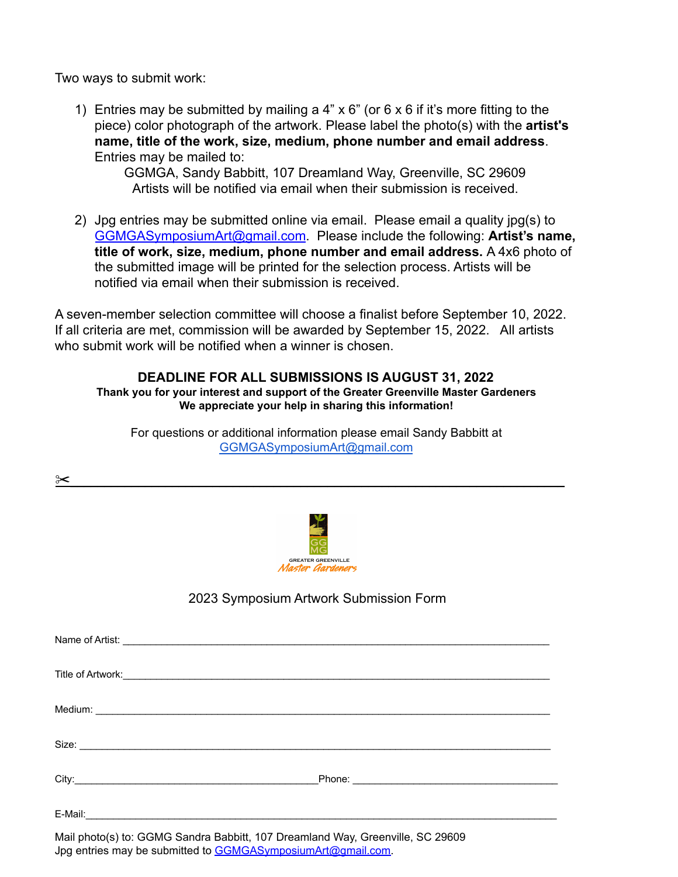Two ways to submit work:

1) Entries may be submitted by mailing a 4" x 6" (or 6 x 6 if it's more fitting to the piece) color photograph of the artwork. Please label the photo(s) with the **artist's name, title of the work, size, medium, phone number and email address**. Entries may be mailed to:

   GGMGA, Sandy Babbitt, 107 Dreamland Way, Greenville, SC 29609

   Artists will be notified via email when their submission is received.

2) Jpg entries may be submitted online via email. Please email a quality jpg(s) to GGMGASymposiumArt@gmail.com. Please include the following: **Artist's name, title of work, size, medium, phone number and email address.** A 4x6 photo of the submitted image will be printed for the selection process. Artists will be notified via email when their submission is received.

A seven-member selection committee will choose a finalist before September 10, 2022. If all criteria are met, commission will be awarded by September 15, 2022. All artists who submit work will be notified when a winner is chosen.

**DEADLINE FOR ALL SUBMISSIONS IS AUGUST 31, 2022**

**Thank you for your interest and support of the Greater Greenville Master Gardeners**

**We appreciate your help in sharing this information!**

For questions or additional information please email Sandy Babbitt at GGMGASymposiumArt@gmail.com

✂ ________________________________________________________________

GG MG GREATER GREENVILLE *Master Gardeners*

2023 Symposium Artwork Submission Form

Name of Artist: ____________________________________________

Title of Artwork: ____________________________________________

Medium: ____________________________________________

Size: ____________________________________________

City: ______________________ Phone: ______________________

E-Mail: ____________________________________________

Mail photo(s) to: GGMG Sandra Babbitt, 107 Dreamland Way, Greenville, SC 29609
Jpg entries may be submitted to GGMGASymposiumArt@gmail.com.